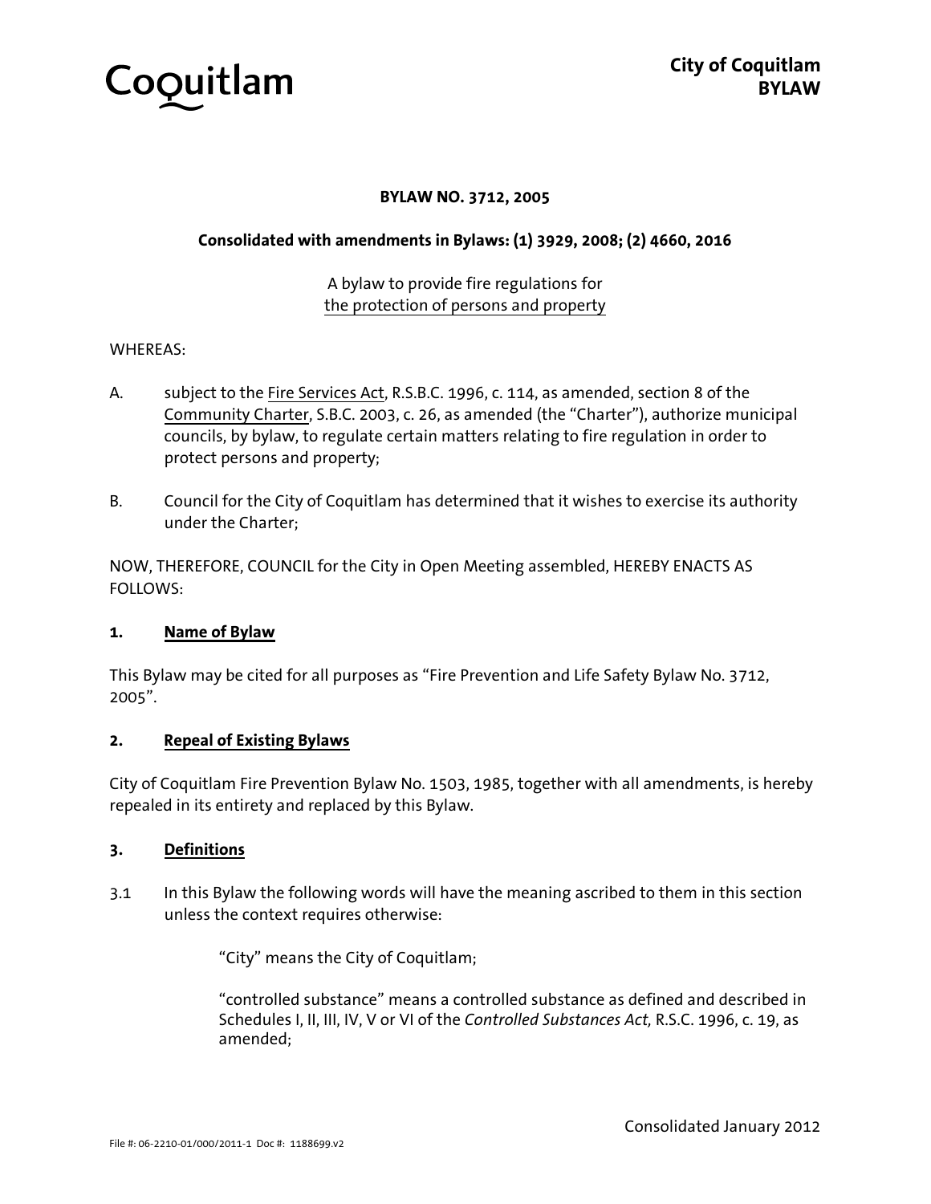# City of Coquitlam BYLAW

**BYLAW NO. 3712, 2005**

**Consolidated with amendments in Bylaws: (1) 3929, 2008; (2) 4660, 2016**

A bylaw to provide fire regulations for
the protection of persons and property

WHEREAS:

A. subject to the Fire Services Act, R.S.B.C. 1996, c. 114, as amended, section 8 of the Community Charter, S.B.C. 2003, c. 26, as amended (the "Charter"), authorize municipal councils, by bylaw, to regulate certain matters relating to fire regulation in order to protect persons and property;

B. Council for the City of Coquitlam has determined that it wishes to exercise its authority under the Charter;

NOW, THEREFORE, COUNCIL for the City in Open Meeting assembled, HEREBY ENACTS AS FOLLOWS:

## 1. Name of Bylaw

This Bylaw may be cited for all purposes as "Fire Prevention and Life Safety Bylaw No. 3712, 2005".

## 2. Repeal of Existing Bylaws

City of Coquitlam Fire Prevention Bylaw No. 1503, 1985, together with all amendments, is hereby repealed in its entirety and replaced by this Bylaw.

## 3. Definitions

3.1 In this Bylaw the following words will have the meaning ascribed to them in this section unless the context requires otherwise:

"City" means the City of Coquitlam;

"controlled substance" means a controlled substance as defined and described in Schedules I, II, III, IV, V or VI of the *Controlled Substances Act,* R.S.C. 1996, c. 19, as amended;

Consolidated January 2012

File #: 06-2210-01/000/2011-1 Doc #: 1188699.v2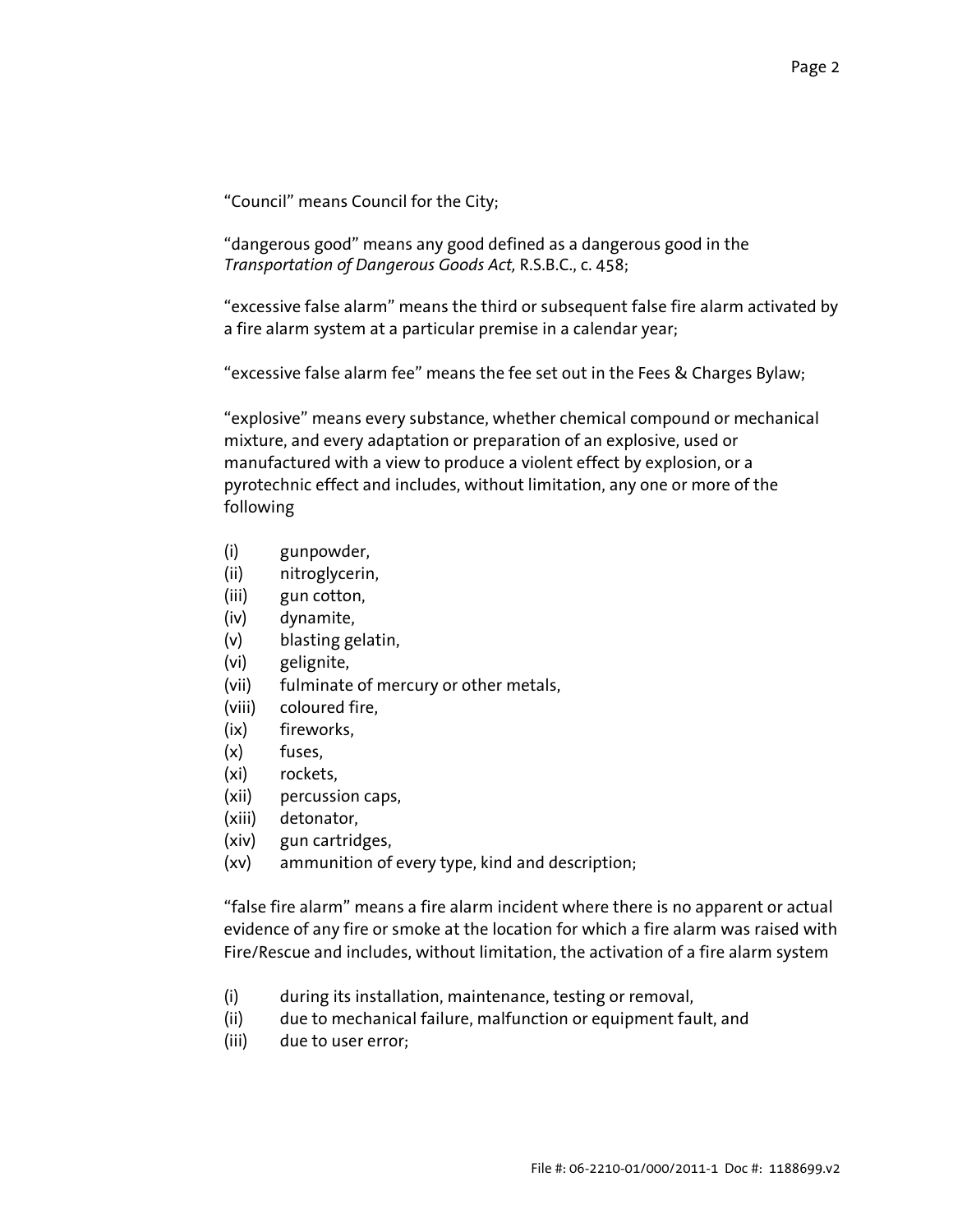"Council" means Council for the City;

"dangerous good" means any good defined as a dangerous good in the *Transportation of Dangerous Goods Act,* R.S.B.C., c. 458;

"excessive false alarm" means the third or subsequent false fire alarm activated by a fire alarm system at a particular premise in a calendar year;

"excessive false alarm fee" means the fee set out in the Fees & Charges Bylaw;

"explosive" means every substance, whether chemical compound or mechanical mixture, and every adaptation or preparation of an explosive, used or manufactured with a view to produce a violent effect by explosion, or a pyrotechnic effect and includes, without limitation, any one or more of the following

(i) gunpowder,
(ii) nitroglycerin,
(iii) gun cotton,
(iv) dynamite,
(v) blasting gelatin,
(vi) gelignite,
(vii) fulminate of mercury or other metals,
(viii) coloured fire,
(ix) fireworks,
(x) fuses,
(xi) rockets,
(xii) percussion caps,
(xiii) detonator,
(xiv) gun cartridges,
(xv) ammunition of every type, kind and description;

"false fire alarm" means a fire alarm incident where there is no apparent or actual evidence of any fire or smoke at the location for which a fire alarm was raised with Fire/Rescue and includes, without limitation, the activation of a fire alarm system

(i) during its installation, maintenance, testing or removal,
(ii) due to mechanical failure, malfunction or equipment fault, and
(iii) due to user error;

File #: 06-2210-01/000/2011-1 Doc #: 1188699.v2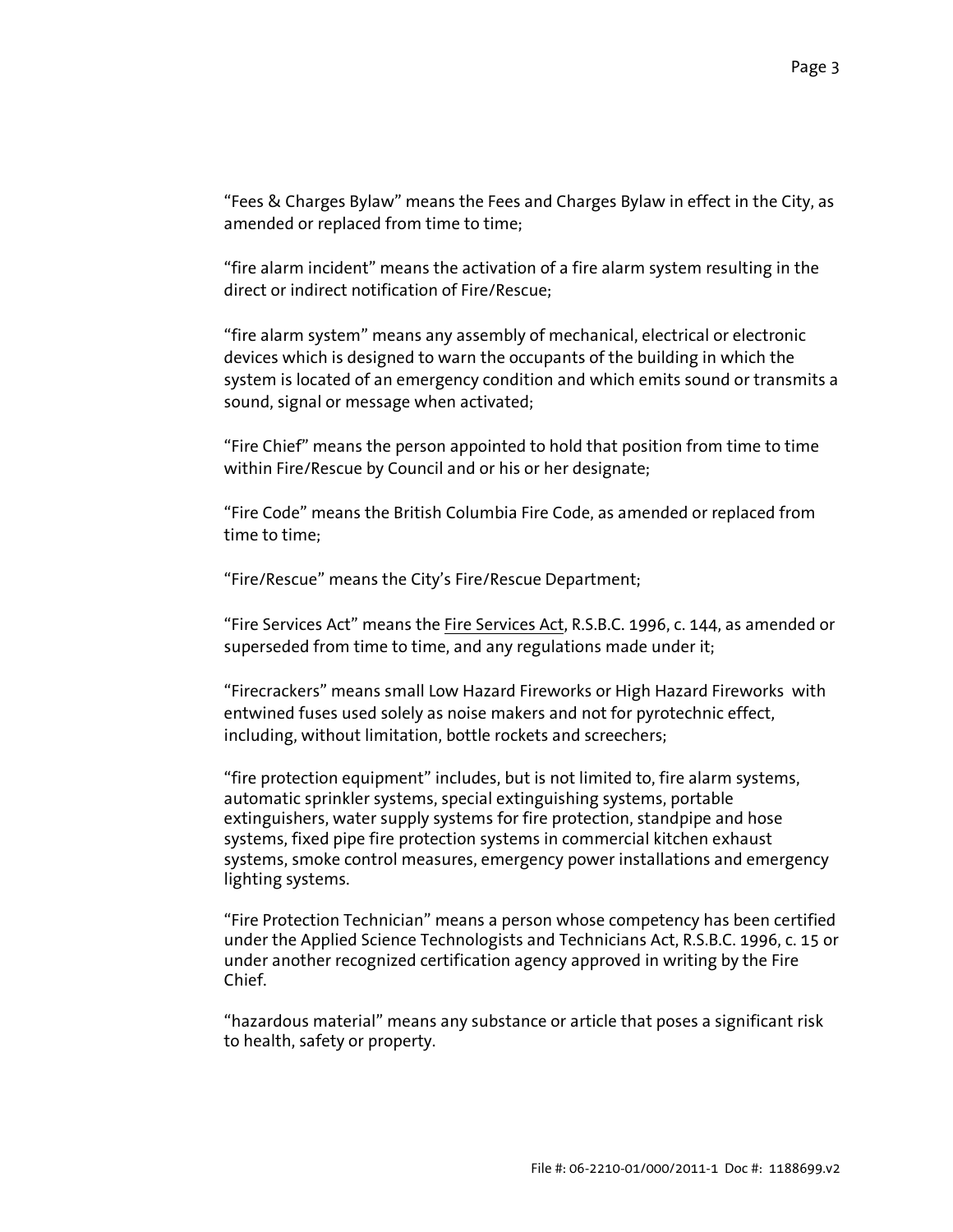"Fees & Charges Bylaw" means the Fees and Charges Bylaw in effect in the City, as amended or replaced from time to time;

"fire alarm incident" means the activation of a fire alarm system resulting in the direct or indirect notification of Fire/Rescue;

"fire alarm system" means any assembly of mechanical, electrical or electronic devices which is designed to warn the occupants of the building in which the system is located of an emergency condition and which emits sound or transmits a sound, signal or message when activated;

"Fire Chief" means the person appointed to hold that position from time to time within Fire/Rescue by Council and or his or her designate;

"Fire Code" means the British Columbia Fire Code, as amended or replaced from time to time;

"Fire/Rescue" means the City's Fire/Rescue Department;

"Fire Services Act" means the Fire Services Act, R.S.B.C. 1996, c. 144, as amended or superseded from time to time, and any regulations made under it;

"Firecrackers" means small Low Hazard Fireworks or High Hazard Fireworks with entwined fuses used solely as noise makers and not for pyrotechnic effect, including, without limitation, bottle rockets and screechers;

"fire protection equipment" includes, but is not limited to, fire alarm systems, automatic sprinkler systems, special extinguishing systems, portable extinguishers, water supply systems for fire protection, standpipe and hose systems, fixed pipe fire protection systems in commercial kitchen exhaust systems, smoke control measures, emergency power installations and emergency lighting systems.

"Fire Protection Technician" means a person whose competency has been certified under the Applied Science Technologists and Technicians Act, R.S.B.C. 1996, c. 15 or under another recognized certification agency approved in writing by the Fire Chief.

"hazardous material" means any substance or article that poses a significant risk to health, safety or property.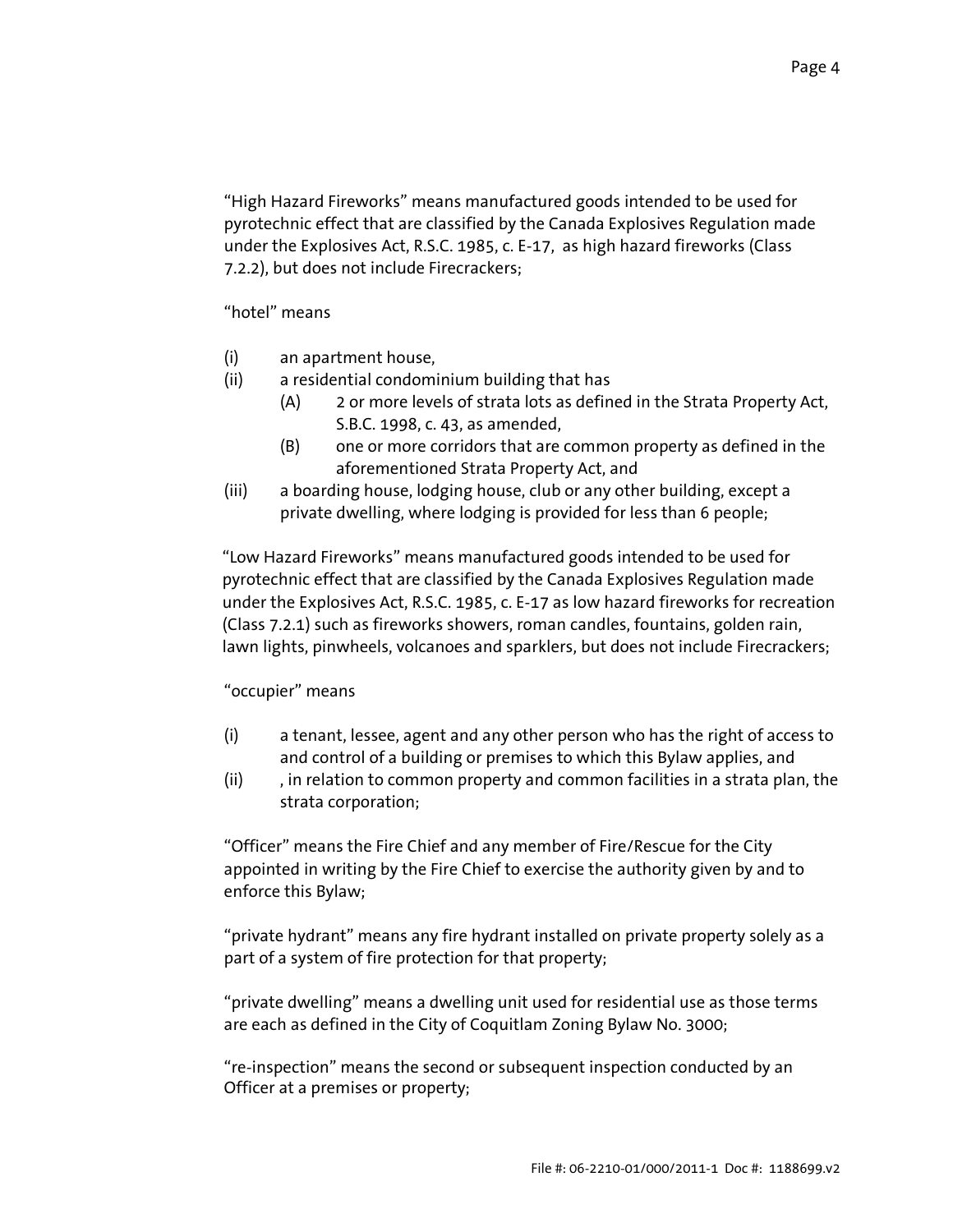"High Hazard Fireworks" means manufactured goods intended to be used for pyrotechnic effect that are classified by the Canada Explosives Regulation made under the Explosives Act, R.S.C. 1985, c. E-17, as high hazard fireworks (Class 7.2.2), but does not include Firecrackers;

"hotel" means

(i) an apartment house,

(ii) a residential condominium building that has

  (A) 2 or more levels of strata lots as defined in the Strata Property Act, S.B.C. 1998, c. 43, as amended,

  (B) one or more corridors that are common property as defined in the aforementioned Strata Property Act, and

(iii) a boarding house, lodging house, club or any other building, except a private dwelling, where lodging is provided for less than 6 people;

"Low Hazard Fireworks" means manufactured goods intended to be used for pyrotechnic effect that are classified by the Canada Explosives Regulation made under the Explosives Act, R.S.C. 1985, c. E-17 as low hazard fireworks for recreation (Class 7.2.1) such as fireworks showers, roman candles, fountains, golden rain, lawn lights, pinwheels, volcanoes and sparklers, but does not include Firecrackers;

"occupier" means

(i) a tenant, lessee, agent and any other person who has the right of access to and control of a building or premises to which this Bylaw applies, and

(ii) , in relation to common property and common facilities in a strata plan, the strata corporation;

"Officer" means the Fire Chief and any member of Fire/Rescue for the City appointed in writing by the Fire Chief to exercise the authority given by and to enforce this Bylaw;

"private hydrant" means any fire hydrant installed on private property solely as a part of a system of fire protection for that property;

"private dwelling" means a dwelling unit used for residential use as those terms are each as defined in the City of Coquitlam Zoning Bylaw No. 3000;

"re-inspection" means the second or subsequent inspection conducted by an Officer at a premises or property;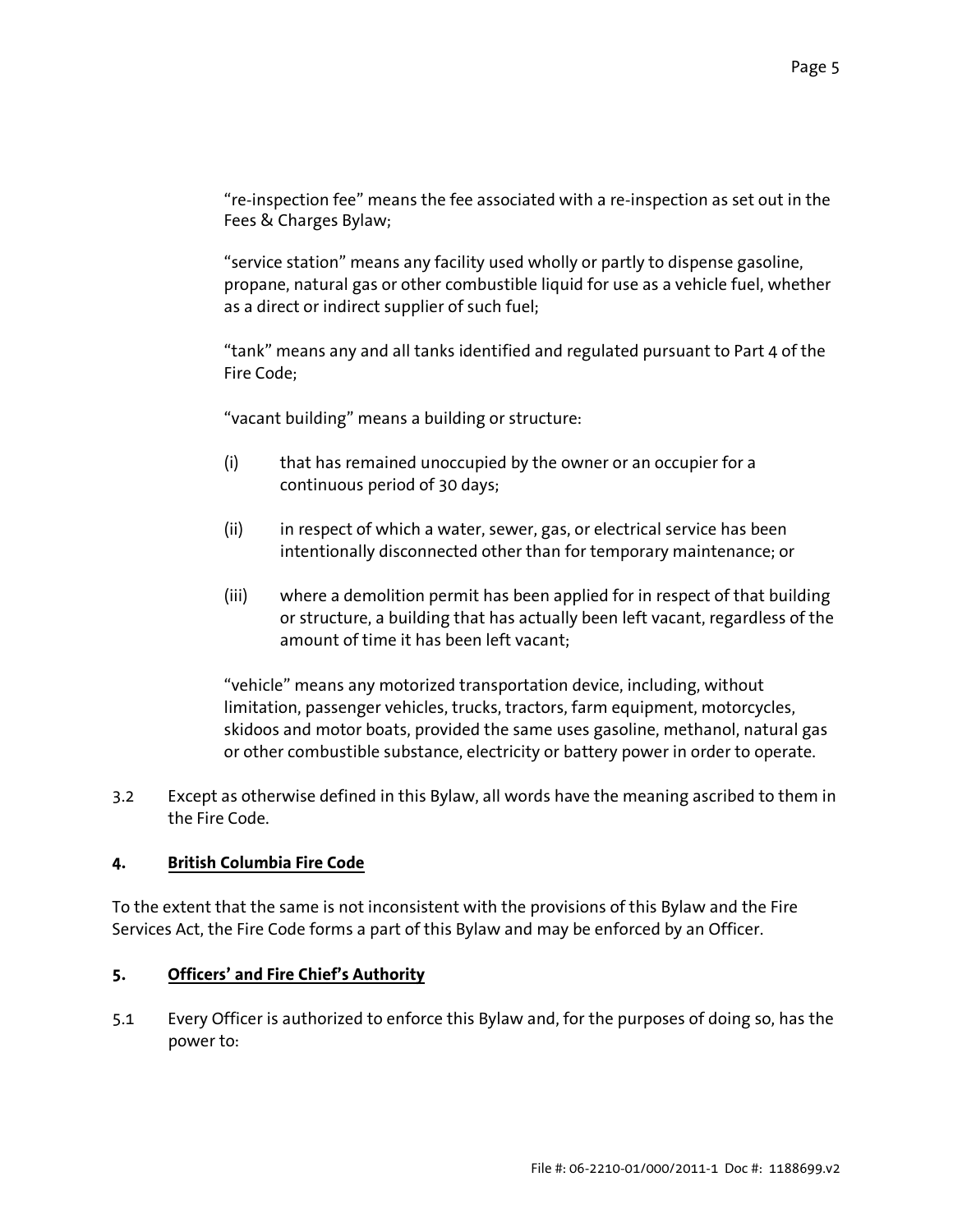"re-inspection fee" means the fee associated with a re-inspection as set out in the Fees & Charges Bylaw;

"service station" means any facility used wholly or partly to dispense gasoline, propane, natural gas or other combustible liquid for use as a vehicle fuel, whether as a direct or indirect supplier of such fuel;

"tank" means any and all tanks identified and regulated pursuant to Part 4 of the Fire Code;

"vacant building" means a building or structure:

(i) that has remained unoccupied by the owner or an occupier for a continuous period of 30 days;

(ii) in respect of which a water, sewer, gas, or electrical service has been intentionally disconnected other than for temporary maintenance; or

(iii) where a demolition permit has been applied for in respect of that building or structure, a building that has actually been left vacant, regardless of the amount of time it has been left vacant;

"vehicle" means any motorized transportation device, including, without limitation, passenger vehicles, trucks, tractors, farm equipment, motorcycles, skidoos and motor boats, provided the same uses gasoline, methanol, natural gas or other combustible substance, electricity or battery power in order to operate.

3.2 Except as otherwise defined in this Bylaw, all words have the meaning ascribed to them in the Fire Code.

## 4. British Columbia Fire Code

To the extent that the same is not inconsistent with the provisions of this Bylaw and the Fire Services Act, the Fire Code forms a part of this Bylaw and may be enforced by an Officer.

## 5. Officers' and Fire Chief's Authority

5.1 Every Officer is authorized to enforce this Bylaw and, for the purposes of doing so, has the power to: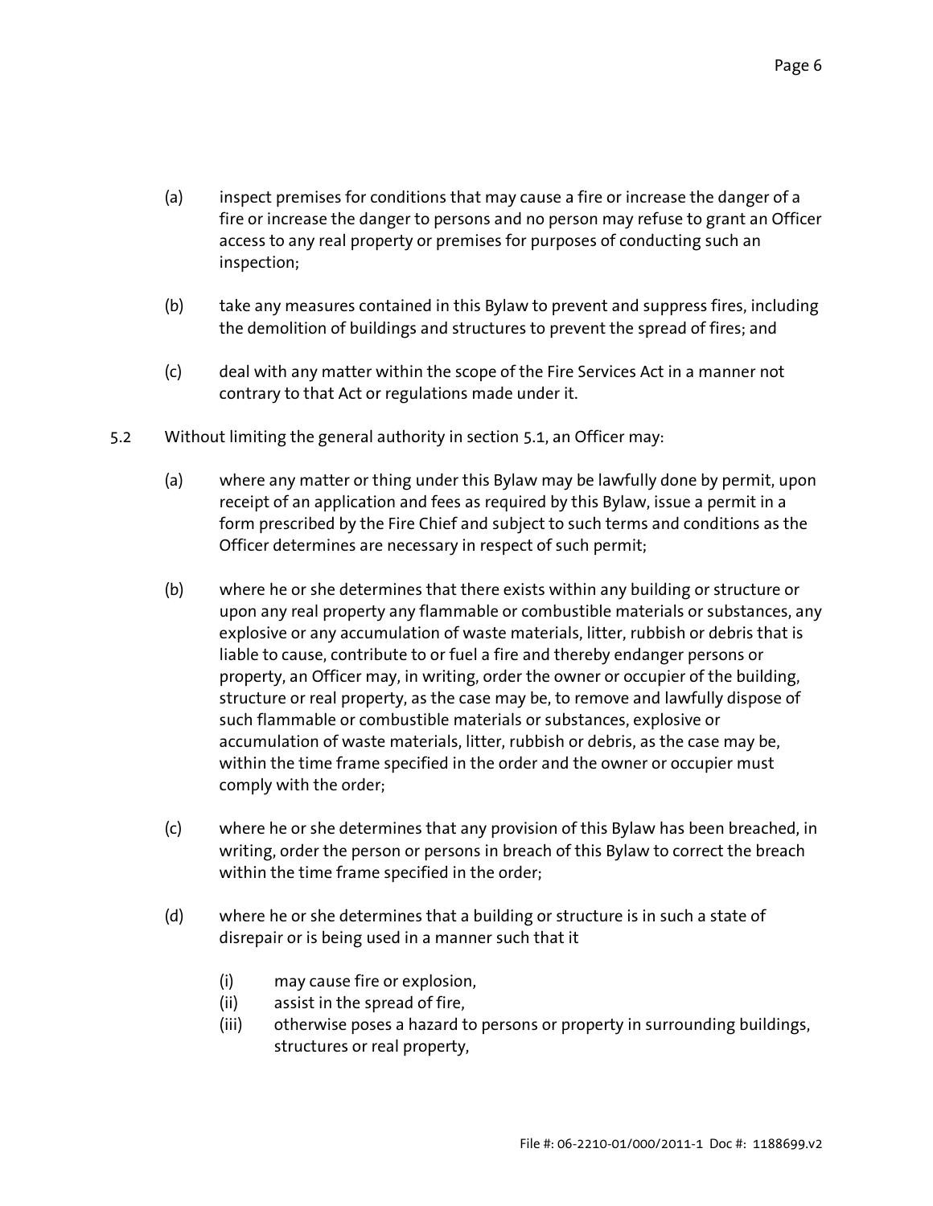(a) inspect premises for conditions that may cause a fire or increase the danger of a fire or increase the danger to persons and no person may refuse to grant an Officer access to any real property or premises for purposes of conducting such an inspection;

(b) take any measures contained in this Bylaw to prevent and suppress fires, including the demolition of buildings and structures to prevent the spread of fires; and

(c) deal with any matter within the scope of the Fire Services Act in a manner not contrary to that Act or regulations made under it.

5.2 Without limiting the general authority in section 5.1, an Officer may:

(a) where any matter or thing under this Bylaw may be lawfully done by permit, upon receipt of an application and fees as required by this Bylaw, issue a permit in a form prescribed by the Fire Chief and subject to such terms and conditions as the Officer determines are necessary in respect of such permit;

(b) where he or she determines that there exists within any building or structure or upon any real property any flammable or combustible materials or substances, any explosive or any accumulation of waste materials, litter, rubbish or debris that is liable to cause, contribute to or fuel a fire and thereby endanger persons or property, an Officer may, in writing, order the owner or occupier of the building, structure or real property, as the case may be, to remove and lawfully dispose of such flammable or combustible materials or substances, explosive or accumulation of waste materials, litter, rubbish or debris, as the case may be, within the time frame specified in the order and the owner or occupier must comply with the order;

(c) where he or she determines that any provision of this Bylaw has been breached, in writing, order the person or persons in breach of this Bylaw to correct the breach within the time frame specified in the order;

(d) where he or she determines that a building or structure is in such a state of disrepair or is being used in a manner such that it

  (i) may cause fire or explosion,
  (ii) assist in the spread of fire,
  (iii) otherwise poses a hazard to persons or property in surrounding buildings, structures or real property,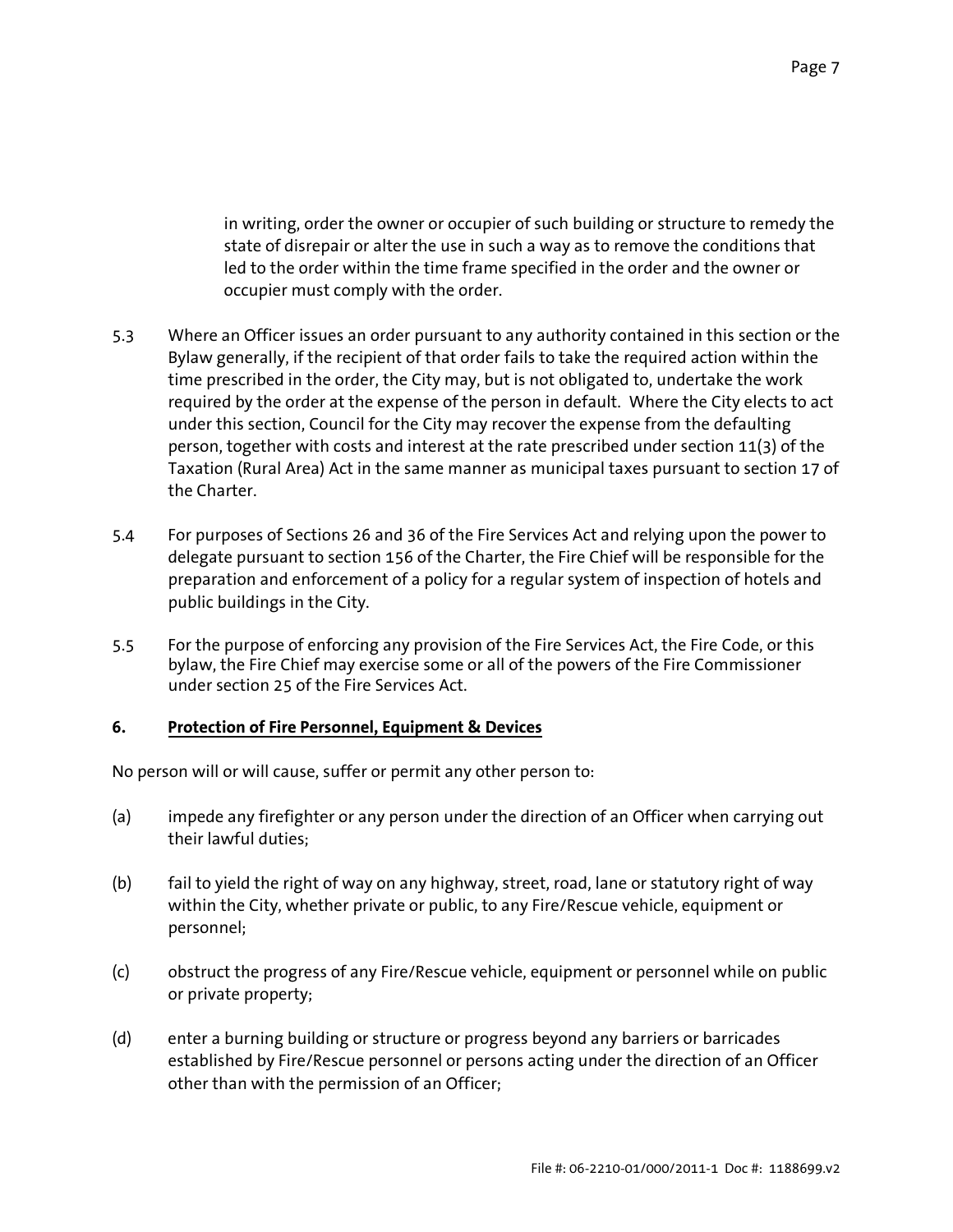in writing, order the owner or occupier of such building or structure to remedy the state of disrepair or alter the use in such a way as to remove the conditions that led to the order within the time frame specified in the order and the owner or occupier must comply with the order.

5.3 Where an Officer issues an order pursuant to any authority contained in this section or the Bylaw generally, if the recipient of that order fails to take the required action within the time prescribed in the order, the City may, but is not obligated to, undertake the work required by the order at the expense of the person in default. Where the City elects to act under this section, Council for the City may recover the expense from the defaulting person, together with costs and interest at the rate prescribed under section 11(3) of the Taxation (Rural Area) Act in the same manner as municipal taxes pursuant to section 17 of the Charter.

5.4 For purposes of Sections 26 and 36 of the Fire Services Act and relying upon the power to delegate pursuant to section 156 of the Charter, the Fire Chief will be responsible for the preparation and enforcement of a policy for a regular system of inspection of hotels and public buildings in the City.

5.5 For the purpose of enforcing any provision of the Fire Services Act, the Fire Code, or this bylaw, the Fire Chief may exercise some or all of the powers of the Fire Commissioner under section 25 of the Fire Services Act.

## 6. Protection of Fire Personnel, Equipment & Devices

No person will or will cause, suffer or permit any other person to:

(a) impede any firefighter or any person under the direction of an Officer when carrying out their lawful duties;

(b) fail to yield the right of way on any highway, street, road, lane or statutory right of way within the City, whether private or public, to any Fire/Rescue vehicle, equipment or personnel;

(c) obstruct the progress of any Fire/Rescue vehicle, equipment or personnel while on public or private property;

(d) enter a burning building or structure or progress beyond any barriers or barricades established by Fire/Rescue personnel or persons acting under the direction of an Officer other than with the permission of an Officer;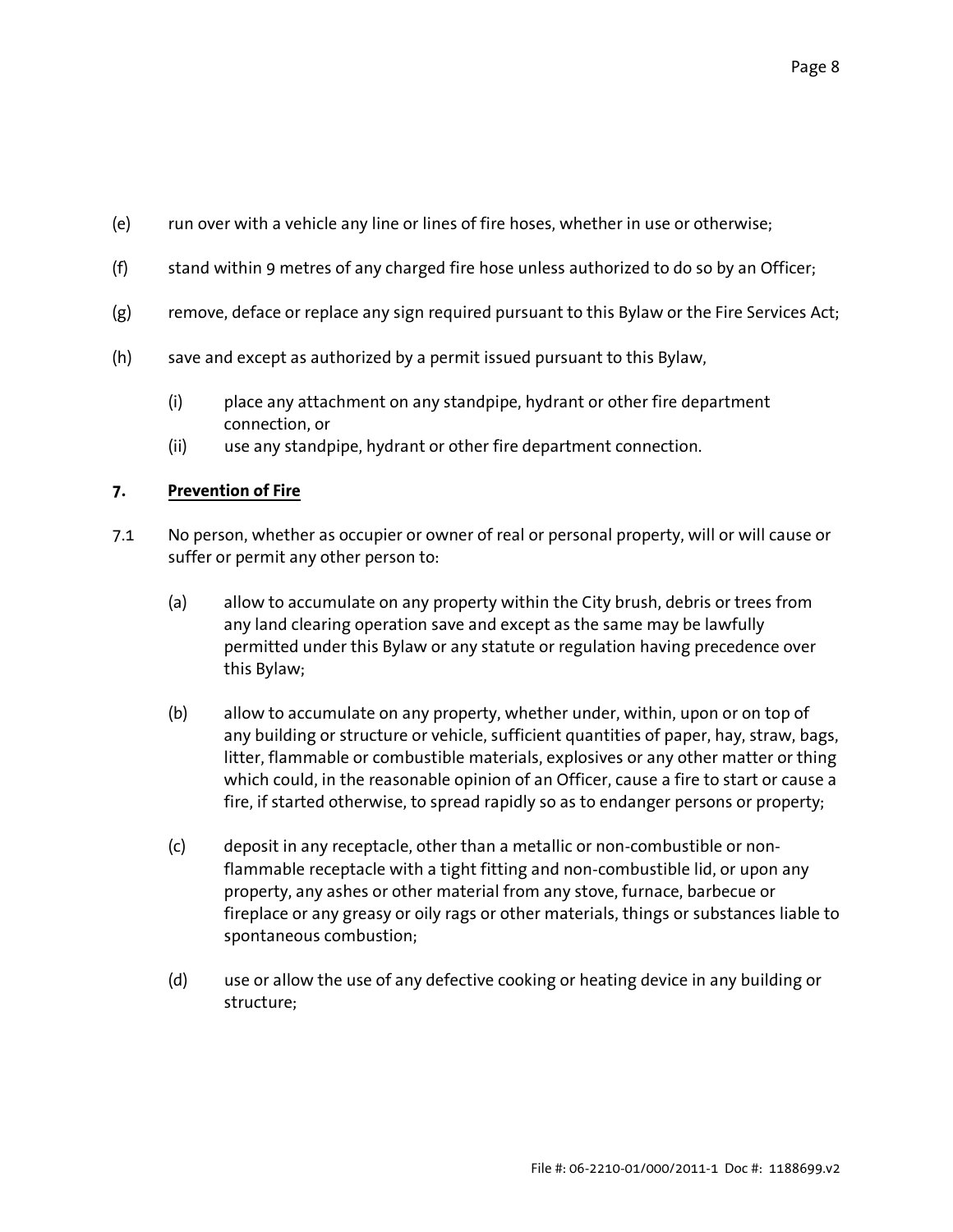(e) run over with a vehicle any line or lines of fire hoses, whether in use or otherwise;

(f) stand within 9 metres of any charged fire hose unless authorized to do so by an Officer;

(g) remove, deface or replace any sign required pursuant to this Bylaw or the Fire Services Act;

(h) save and except as authorized by a permit issued pursuant to this Bylaw,

   (i) place any attachment on any standpipe, hydrant or other fire department connection, or
   (ii) use any standpipe, hydrant or other fire department connection.

## 7. Prevention of Fire

7.1 No person, whether as occupier or owner of real or personal property, will or will cause or suffer or permit any other person to:

   (a) allow to accumulate on any property within the City brush, debris or trees from any land clearing operation save and except as the same may be lawfully permitted under this Bylaw or any statute or regulation having precedence over this Bylaw;

   (b) allow to accumulate on any property, whether under, within, upon or on top of any building or structure or vehicle, sufficient quantities of paper, hay, straw, bags, litter, flammable or combustible materials, explosives or any other matter or thing which could, in the reasonable opinion of an Officer, cause a fire to start or cause a fire, if started otherwise, to spread rapidly so as to endanger persons or property;

   (c) deposit in any receptacle, other than a metallic or non-combustible or non-flammable receptacle with a tight fitting and non-combustible lid, or upon any property, any ashes or other material from any stove, furnace, barbecue or fireplace or any greasy or oily rags or other materials, things or substances liable to spontaneous combustion;

   (d) use or allow the use of any defective cooking or heating device in any building or structure;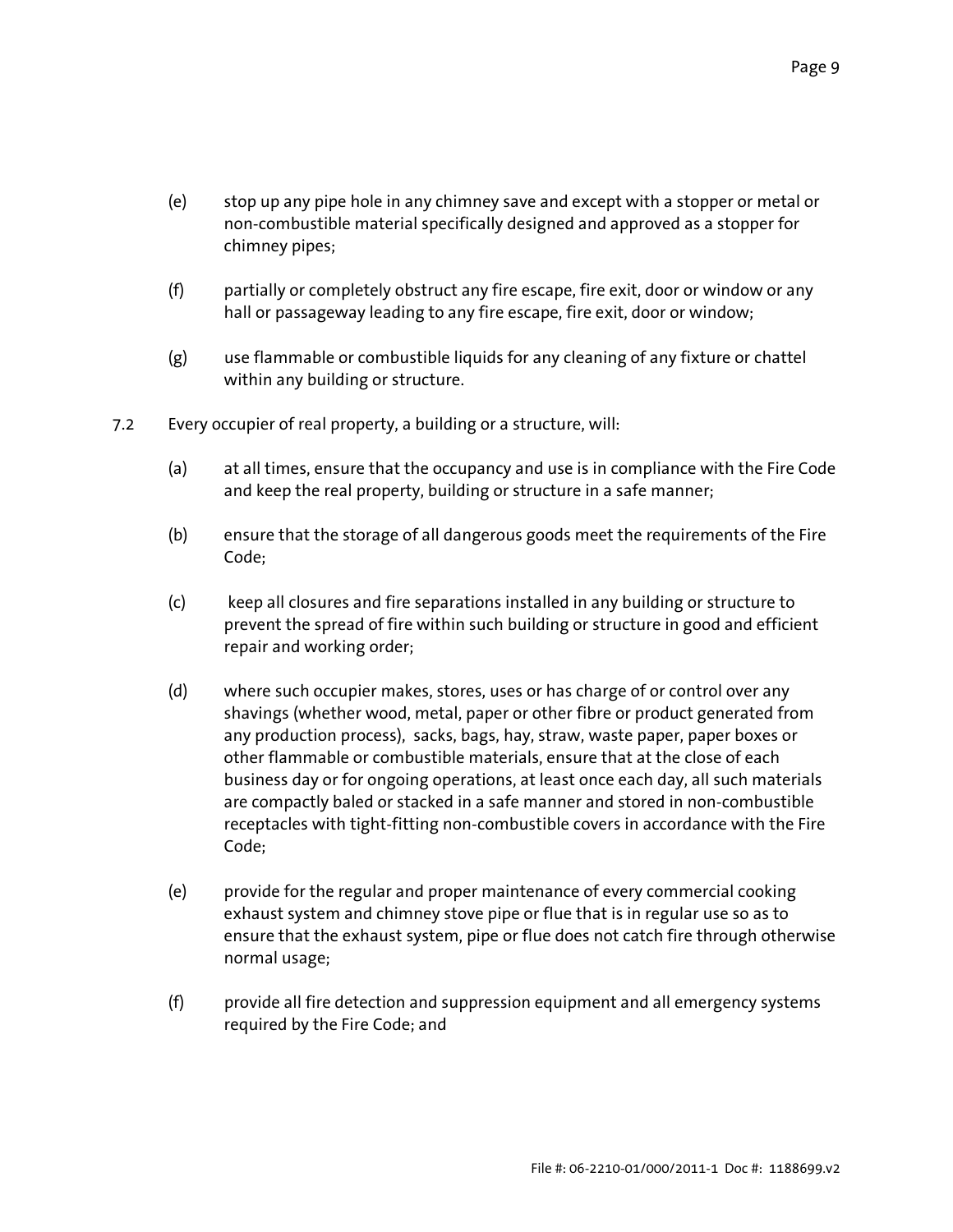(e) stop up any pipe hole in any chimney save and except with a stopper or metal or non-combustible material specifically designed and approved as a stopper for chimney pipes;

(f) partially or completely obstruct any fire escape, fire exit, door or window or any hall or passageway leading to any fire escape, fire exit, door or window;

(g) use flammable or combustible liquids for any cleaning of any fixture or chattel within any building or structure.

7.2 Every occupier of real property, a building or a structure, will:

(a) at all times, ensure that the occupancy and use is in compliance with the Fire Code and keep the real property, building or structure in a safe manner;

(b) ensure that the storage of all dangerous goods meet the requirements of the Fire Code;

(c) keep all closures and fire separations installed in any building or structure to prevent the spread of fire within such building or structure in good and efficient repair and working order;

(d) where such occupier makes, stores, uses or has charge of or control over any shavings (whether wood, metal, paper or other fibre or product generated from any production process), sacks, bags, hay, straw, waste paper, paper boxes or other flammable or combustible materials, ensure that at the close of each business day or for ongoing operations, at least once each day, all such materials are compactly baled or stacked in a safe manner and stored in non-combustible receptacles with tight-fitting non-combustible covers in accordance with the Fire Code;

(e) provide for the regular and proper maintenance of every commercial cooking exhaust system and chimney stove pipe or flue that is in regular use so as to ensure that the exhaust system, pipe or flue does not catch fire through otherwise normal usage;

(f) provide all fire detection and suppression equipment and all emergency systems required by the Fire Code; and

File #: 06-2210-01/000/2011-1 Doc #: 1188699.v2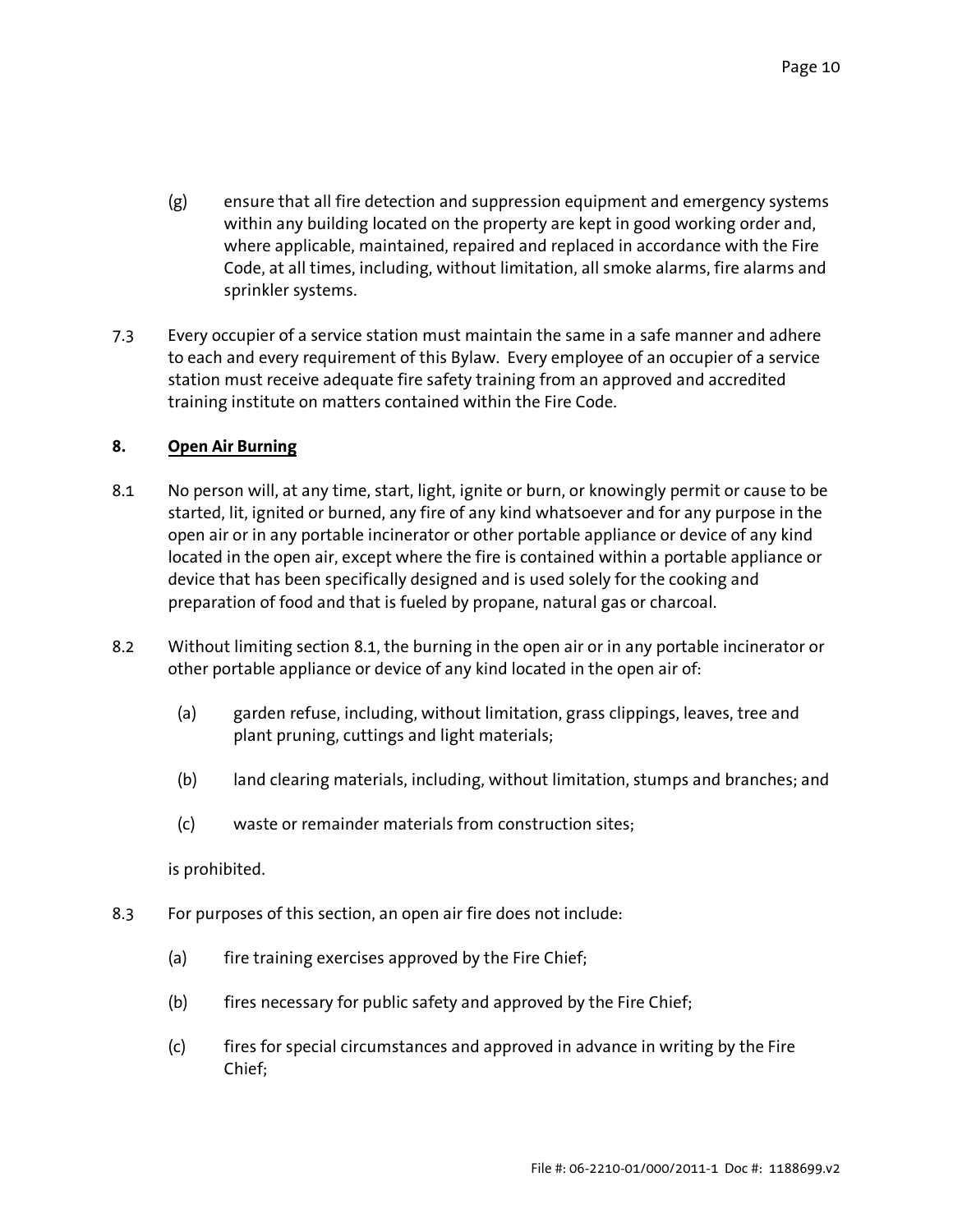(g) ensure that all fire detection and suppression equipment and emergency systems within any building located on the property are kept in good working order and, where applicable, maintained, repaired and replaced in accordance with the Fire Code, at all times, including, without limitation, all smoke alarms, fire alarms and sprinkler systems.

7.3 Every occupier of a service station must maintain the same in a safe manner and adhere to each and every requirement of this Bylaw. Every employee of an occupier of a service station must receive adequate fire safety training from an approved and accredited training institute on matters contained within the Fire Code.

## 8. <u>Open Air Burning</u>

8.1 No person will, at any time, start, light, ignite or burn, or knowingly permit or cause to be started, lit, ignited or burned, any fire of any kind whatsoever and for any purpose in the open air or in any portable incinerator or other portable appliance or device of any kind located in the open air, except where the fire is contained within a portable appliance or device that has been specifically designed and is used solely for the cooking and preparation of food and that is fueled by propane, natural gas or charcoal.

8.2 Without limiting section 8.1, the burning in the open air or in any portable incinerator or other portable appliance or device of any kind located in the open air of:

(a) garden refuse, including, without limitation, grass clippings, leaves, tree and plant pruning, cuttings and light materials;

(b) land clearing materials, including, without limitation, stumps and branches; and

(c) waste or remainder materials from construction sites;

is prohibited.

8.3 For purposes of this section, an open air fire does not include:

(a) fire training exercises approved by the Fire Chief;

(b) fires necessary for public safety and approved by the Fire Chief;

(c) fires for special circumstances and approved in advance in writing by the Fire Chief;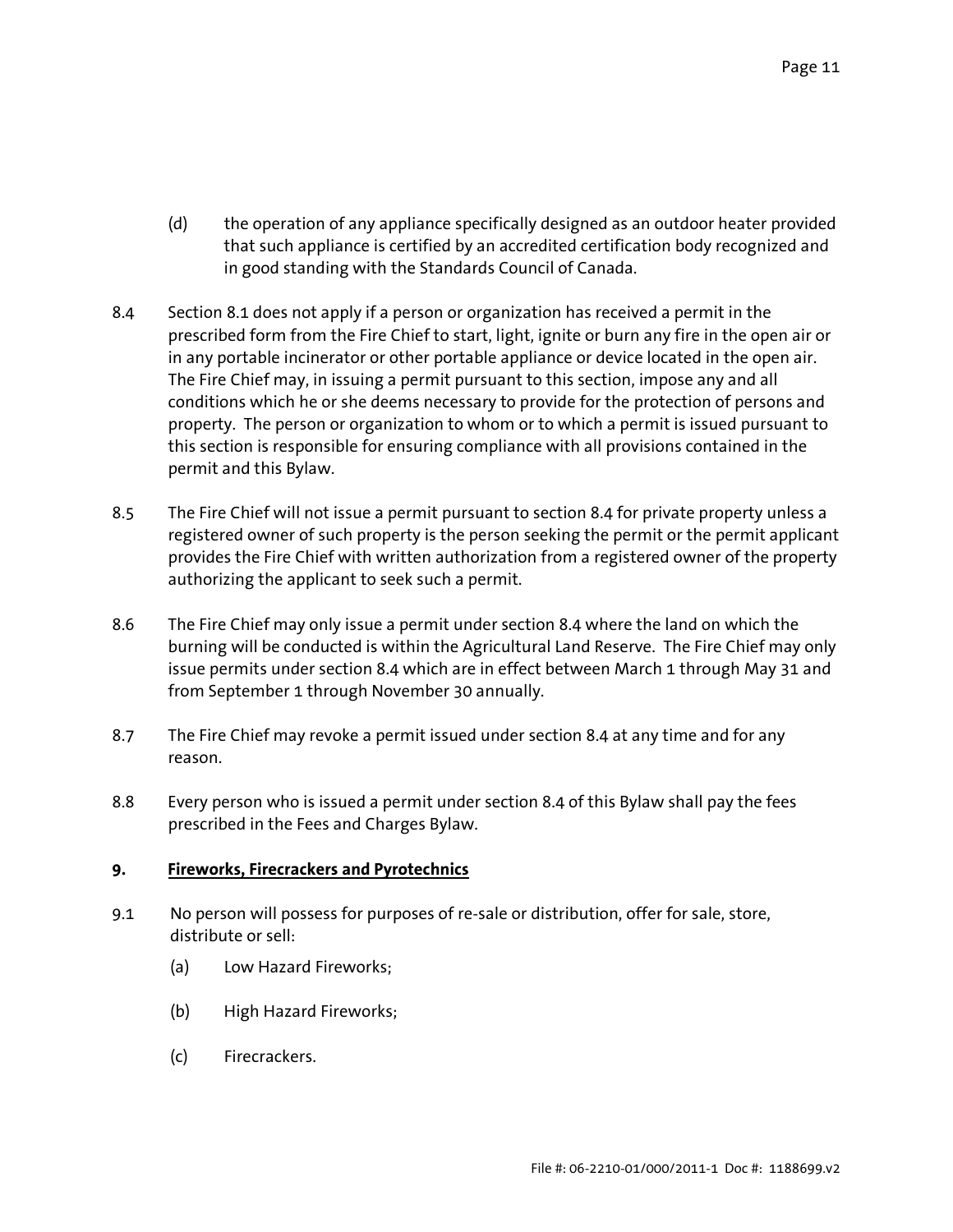(d) the operation of any appliance specifically designed as an outdoor heater provided that such appliance is certified by an accredited certification body recognized and in good standing with the Standards Council of Canada.

8.4 Section 8.1 does not apply if a person or organization has received a permit in the prescribed form from the Fire Chief to start, light, ignite or burn any fire in the open air or in any portable incinerator or other portable appliance or device located in the open air. The Fire Chief may, in issuing a permit pursuant to this section, impose any and all conditions which he or she deems necessary to provide for the protection of persons and property. The person or organization to whom or to which a permit is issued pursuant to this section is responsible for ensuring compliance with all provisions contained in the permit and this Bylaw.

8.5 The Fire Chief will not issue a permit pursuant to section 8.4 for private property unless a registered owner of such property is the person seeking the permit or the permit applicant provides the Fire Chief with written authorization from a registered owner of the property authorizing the applicant to seek such a permit.

8.6 The Fire Chief may only issue a permit under section 8.4 where the land on which the burning will be conducted is within the Agricultural Land Reserve. The Fire Chief may only issue permits under section 8.4 which are in effect between March 1 through May 31 and from September 1 through November 30 annually.

8.7 The Fire Chief may revoke a permit issued under section 8.4 at any time and for any reason.

8.8 Every person who is issued a permit under section 8.4 of this Bylaw shall pay the fees prescribed in the Fees and Charges Bylaw.

## 9. Fireworks, Firecrackers and Pyrotechnics

9.1 No person will possess for purposes of re-sale or distribution, offer for sale, store, distribute or sell:

(a) Low Hazard Fireworks;

(b) High Hazard Fireworks;

(c) Firecrackers.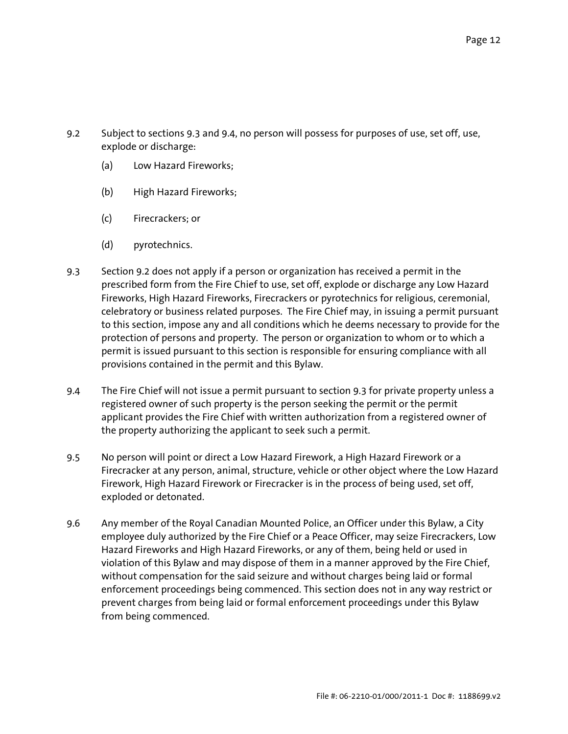9.2 Subject to sections 9.3 and 9.4, no person will possess for purposes of use, set off, use, explode or discharge:

(a) Low Hazard Fireworks;

(b) High Hazard Fireworks;

(c) Firecrackers; or

(d) pyrotechnics.

9.3 Section 9.2 does not apply if a person or organization has received a permit in the prescribed form from the Fire Chief to use, set off, explode or discharge any Low Hazard Fireworks, High Hazard Fireworks, Firecrackers or pyrotechnics for religious, ceremonial, celebratory or business related purposes. The Fire Chief may, in issuing a permit pursuant to this section, impose any and all conditions which he deems necessary to provide for the protection of persons and property. The person or organization to whom or to which a permit is issued pursuant to this section is responsible for ensuring compliance with all provisions contained in the permit and this Bylaw.

9.4 The Fire Chief will not issue a permit pursuant to section 9.3 for private property unless a registered owner of such property is the person seeking the permit or the permit applicant provides the Fire Chief with written authorization from a registered owner of the property authorizing the applicant to seek such a permit.

9.5 No person will point or direct a Low Hazard Firework, a High Hazard Firework or a Firecracker at any person, animal, structure, vehicle or other object where the Low Hazard Firework, High Hazard Firework or Firecracker is in the process of being used, set off, exploded or detonated.

9.6 Any member of the Royal Canadian Mounted Police, an Officer under this Bylaw, a City employee duly authorized by the Fire Chief or a Peace Officer, may seize Firecrackers, Low Hazard Fireworks and High Hazard Fireworks, or any of them, being held or used in violation of this Bylaw and may dispose of them in a manner approved by the Fire Chief, without compensation for the said seizure and without charges being laid or formal enforcement proceedings being commenced. This section does not in any way restrict or prevent charges from being laid or formal enforcement proceedings under this Bylaw from being commenced.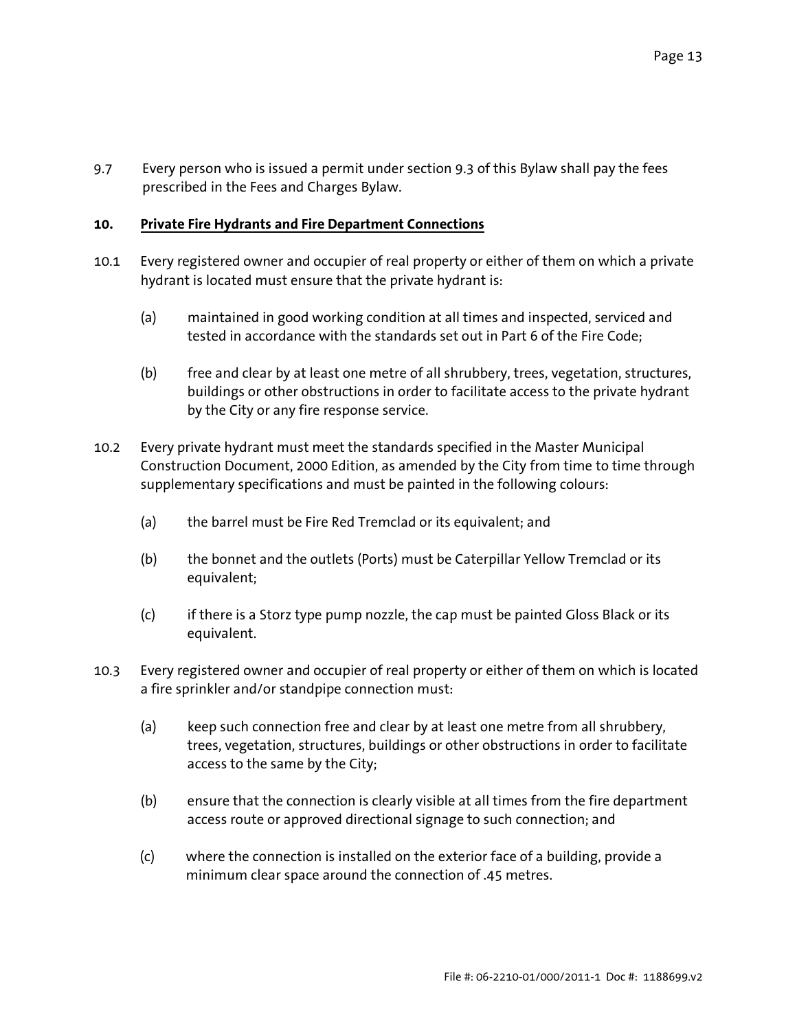9.7 Every person who is issued a permit under section 9.3 of this Bylaw shall pay the fees prescribed in the Fees and Charges Bylaw.

**10. Private Fire Hydrants and Fire Department Connections**

10.1 Every registered owner and occupier of real property or either of them on which a private hydrant is located must ensure that the private hydrant is:

(a) maintained in good working condition at all times and inspected, serviced and tested in accordance with the standards set out in Part 6 of the Fire Code;

(b) free and clear by at least one metre of all shrubbery, trees, vegetation, structures, buildings or other obstructions in order to facilitate access to the private hydrant by the City or any fire response service.

10.2 Every private hydrant must meet the standards specified in the Master Municipal Construction Document, 2000 Edition, as amended by the City from time to time through supplementary specifications and must be painted in the following colours:

(a) the barrel must be Fire Red Tremclad or its equivalent; and

(b) the bonnet and the outlets (Ports) must be Caterpillar Yellow Tremclad or its equivalent;

(c) if there is a Storz type pump nozzle, the cap must be painted Gloss Black or its equivalent.

10.3 Every registered owner and occupier of real property or either of them on which is located a fire sprinkler and/or standpipe connection must:

(a) keep such connection free and clear by at least one metre from all shrubbery, trees, vegetation, structures, buildings or other obstructions in order to facilitate access to the same by the City;

(b) ensure that the connection is clearly visible at all times from the fire department access route or approved directional signage to such connection; and

(c) where the connection is installed on the exterior face of a building, provide a minimum clear space around the connection of .45 metres.

File #: 06-2210-01/000/2011-1 Doc #: 1188699.v2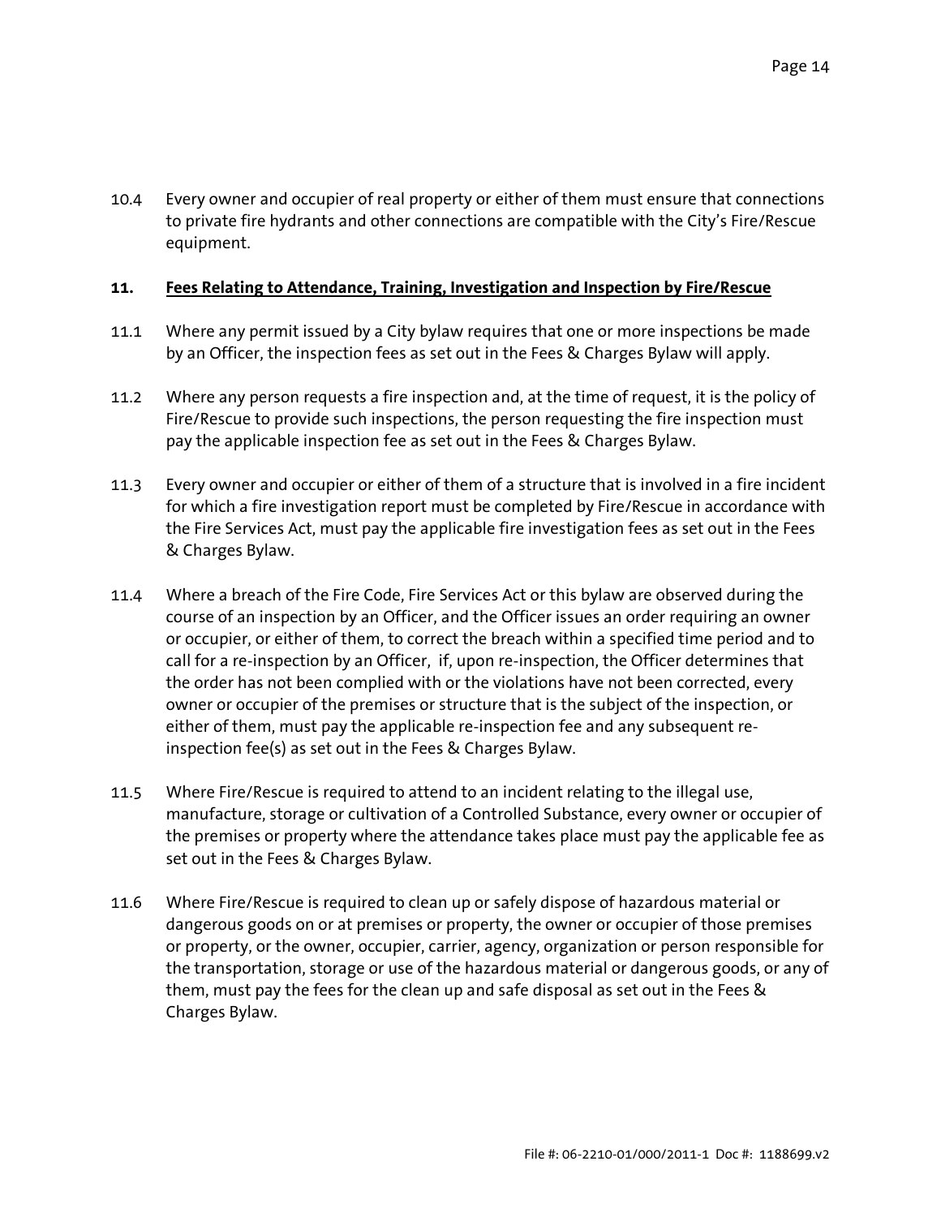10.4 Every owner and occupier of real property or either of them must ensure that connections to private fire hydrants and other connections are compatible with the City's Fire/Rescue equipment.

## 11. Fees Relating to Attendance, Training, Investigation and Inspection by Fire/Rescue

11.1 Where any permit issued by a City bylaw requires that one or more inspections be made by an Officer, the inspection fees as set out in the Fees & Charges Bylaw will apply.

11.2 Where any person requests a fire inspection and, at the time of request, it is the policy of Fire/Rescue to provide such inspections, the person requesting the fire inspection must pay the applicable inspection fee as set out in the Fees & Charges Bylaw.

11.3 Every owner and occupier or either of them of a structure that is involved in a fire incident for which a fire investigation report must be completed by Fire/Rescue in accordance with the Fire Services Act, must pay the applicable fire investigation fees as set out in the Fees & Charges Bylaw.

11.4 Where a breach of the Fire Code, Fire Services Act or this bylaw are observed during the course of an inspection by an Officer, and the Officer issues an order requiring an owner or occupier, or either of them, to correct the breach within a specified time period and to call for a re-inspection by an Officer, if, upon re-inspection, the Officer determines that the order has not been complied with or the violations have not been corrected, every owner or occupier of the premises or structure that is the subject of the inspection, or either of them, must pay the applicable re-inspection fee and any subsequent re-inspection fee(s) as set out in the Fees & Charges Bylaw.

11.5 Where Fire/Rescue is required to attend to an incident relating to the illegal use, manufacture, storage or cultivation of a Controlled Substance, every owner or occupier of the premises or property where the attendance takes place must pay the applicable fee as set out in the Fees & Charges Bylaw.

11.6 Where Fire/Rescue is required to clean up or safely dispose of hazardous material or dangerous goods on or at premises or property, the owner or occupier of those premises or property, or the owner, occupier, carrier, agency, organization or person responsible for the transportation, storage or use of the hazardous material or dangerous goods, or any of them, must pay the fees for the clean up and safe disposal as set out in the Fees & Charges Bylaw.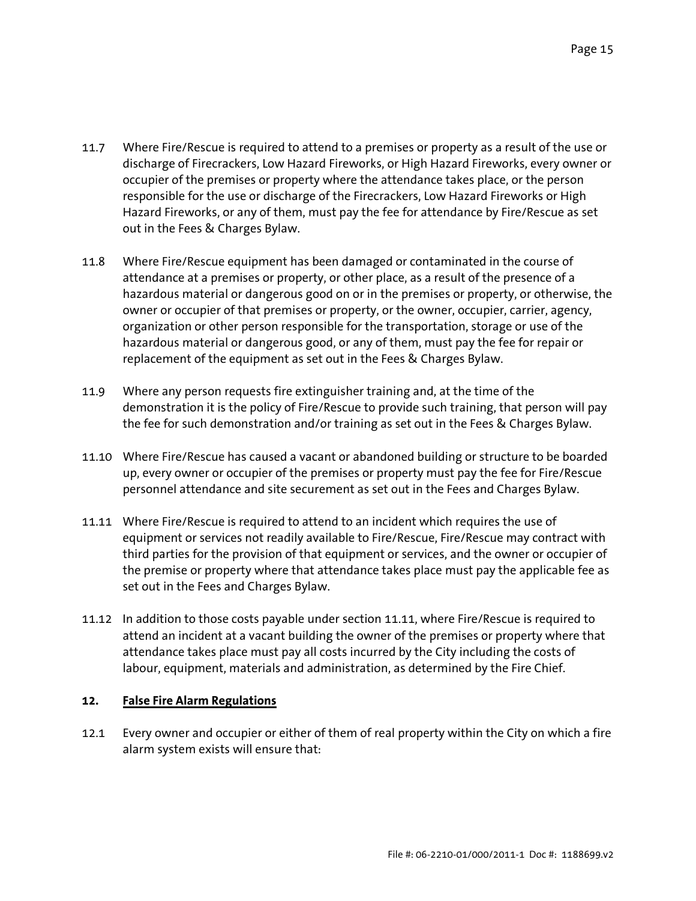11.7 Where Fire/Rescue is required to attend to a premises or property as a result of the use or discharge of Firecrackers, Low Hazard Fireworks, or High Hazard Fireworks, every owner or occupier of the premises or property where the attendance takes place, or the person responsible for the use or discharge of the Firecrackers, Low Hazard Fireworks or High Hazard Fireworks, or any of them, must pay the fee for attendance by Fire/Rescue as set out in the Fees & Charges Bylaw.

11.8 Where Fire/Rescue equipment has been damaged or contaminated in the course of attendance at a premises or property, or other place, as a result of the presence of a hazardous material or dangerous good on or in the premises or property, or otherwise, the owner or occupier of that premises or property, or the owner, occupier, carrier, agency, organization or other person responsible for the transportation, storage or use of the hazardous material or dangerous good, or any of them, must pay the fee for repair or replacement of the equipment as set out in the Fees & Charges Bylaw.

11.9 Where any person requests fire extinguisher training and, at the time of the demonstration it is the policy of Fire/Rescue to provide such training, that person will pay the fee for such demonstration and/or training as set out in the Fees & Charges Bylaw.

11.10 Where Fire/Rescue has caused a vacant or abandoned building or structure to be boarded up, every owner or occupier of the premises or property must pay the fee for Fire/Rescue personnel attendance and site securement as set out in the Fees and Charges Bylaw.

11.11 Where Fire/Rescue is required to attend to an incident which requires the use of equipment or services not readily available to Fire/Rescue, Fire/Rescue may contract with third parties for the provision of that equipment or services, and the owner or occupier of the premise or property where that attendance takes place must pay the applicable fee as set out in the Fees and Charges Bylaw.

11.12 In addition to those costs payable under section 11.11, where Fire/Rescue is required to attend an incident at a vacant building the owner of the premises or property where that attendance takes place must pay all costs incurred by the City including the costs of labour, equipment, materials and administration, as determined by the Fire Chief.

## 12. False Fire Alarm Regulations

12.1 Every owner and occupier or either of them of real property within the City on which a fire alarm system exists will ensure that: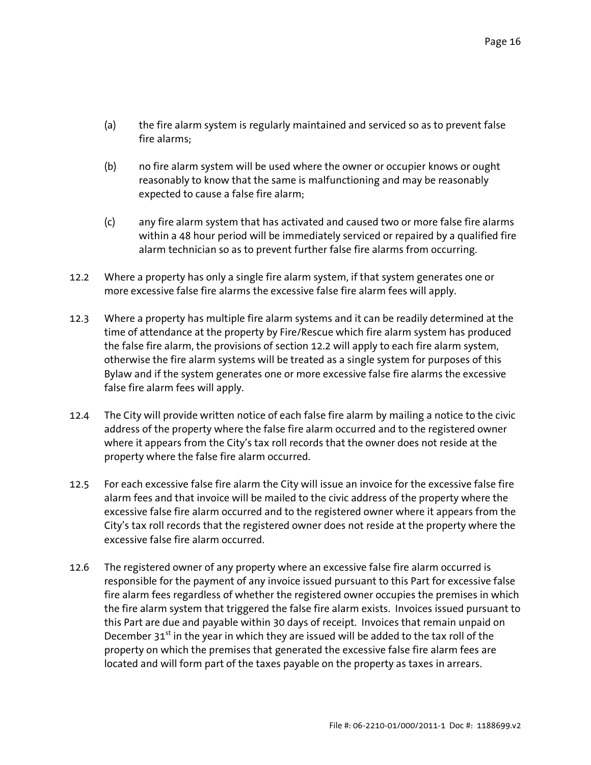(a) the fire alarm system is regularly maintained and serviced so as to prevent false fire alarms;

(b) no fire alarm system will be used where the owner or occupier knows or ought reasonably to know that the same is malfunctioning and may be reasonably expected to cause a false fire alarm;

(c) any fire alarm system that has activated and caused two or more false fire alarms within a 48 hour period will be immediately serviced or repaired by a qualified fire alarm technician so as to prevent further false fire alarms from occurring.

12.2 Where a property has only a single fire alarm system, if that system generates one or more excessive false fire alarms the excessive false fire alarm fees will apply.

12.3 Where a property has multiple fire alarm systems and it can be readily determined at the time of attendance at the property by Fire/Rescue which fire alarm system has produced the false fire alarm, the provisions of section 12.2 will apply to each fire alarm system, otherwise the fire alarm systems will be treated as a single system for purposes of this Bylaw and if the system generates one or more excessive false fire alarms the excessive false fire alarm fees will apply.

12.4 The City will provide written notice of each false fire alarm by mailing a notice to the civic address of the property where the false fire alarm occurred and to the registered owner where it appears from the City's tax roll records that the owner does not reside at the property where the false fire alarm occurred.

12.5 For each excessive false fire alarm the City will issue an invoice for the excessive false fire alarm fees and that invoice will be mailed to the civic address of the property where the excessive false fire alarm occurred and to the registered owner where it appears from the City's tax roll records that the registered owner does not reside at the property where the excessive false fire alarm occurred.

12.6 The registered owner of any property where an excessive false fire alarm occurred is responsible for the payment of any invoice issued pursuant to this Part for excessive false fire alarm fees regardless of whether the registered owner occupies the premises in which the fire alarm system that triggered the false fire alarm exists. Invoices issued pursuant to this Part are due and payable within 30 days of receipt. Invoices that remain unpaid on December 31st in the year in which they are issued will be added to the tax roll of the property on which the premises that generated the excessive false fire alarm fees are located and will form part of the taxes payable on the property as taxes in arrears.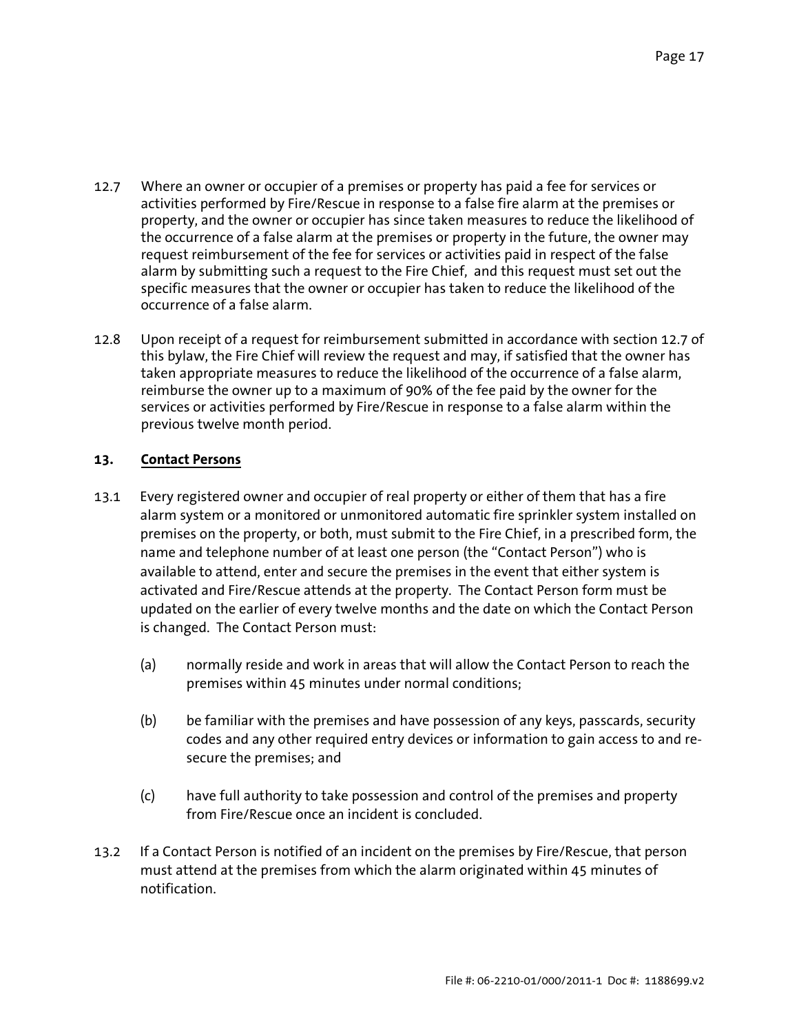12.7 Where an owner or occupier of a premises or property has paid a fee for services or activities performed by Fire/Rescue in response to a false fire alarm at the premises or property, and the owner or occupier has since taken measures to reduce the likelihood of the occurrence of a false alarm at the premises or property in the future, the owner may request reimbursement of the fee for services or activities paid in respect of the false alarm by submitting such a request to the Fire Chief, and this request must set out the specific measures that the owner or occupier has taken to reduce the likelihood of the occurrence of a false alarm.

12.8 Upon receipt of a request for reimbursement submitted in accordance with section 12.7 of this bylaw, the Fire Chief will review the request and may, if satisfied that the owner has taken appropriate measures to reduce the likelihood of the occurrence of a false alarm, reimburse the owner up to a maximum of 90% of the fee paid by the owner for the services or activities performed by Fire/Rescue in response to a false alarm within the previous twelve month period.

## 13. Contact Persons

13.1 Every registered owner and occupier of real property or either of them that has a fire alarm system or a monitored or unmonitored automatic fire sprinkler system installed on premises on the property, or both, must submit to the Fire Chief, in a prescribed form, the name and telephone number of at least one person (the "Contact Person") who is available to attend, enter and secure the premises in the event that either system is activated and Fire/Rescue attends at the property. The Contact Person form must be updated on the earlier of every twelve months and the date on which the Contact Person is changed. The Contact Person must:

(a) normally reside and work in areas that will allow the Contact Person to reach the premises within 45 minutes under normal conditions;

(b) be familiar with the premises and have possession of any keys, passcards, security codes and any other required entry devices or information to gain access to and re-secure the premises; and

(c) have full authority to take possession and control of the premises and property from Fire/Rescue once an incident is concluded.

13.2 If a Contact Person is notified of an incident on the premises by Fire/Rescue, that person must attend at the premises from which the alarm originated within 45 minutes of notification.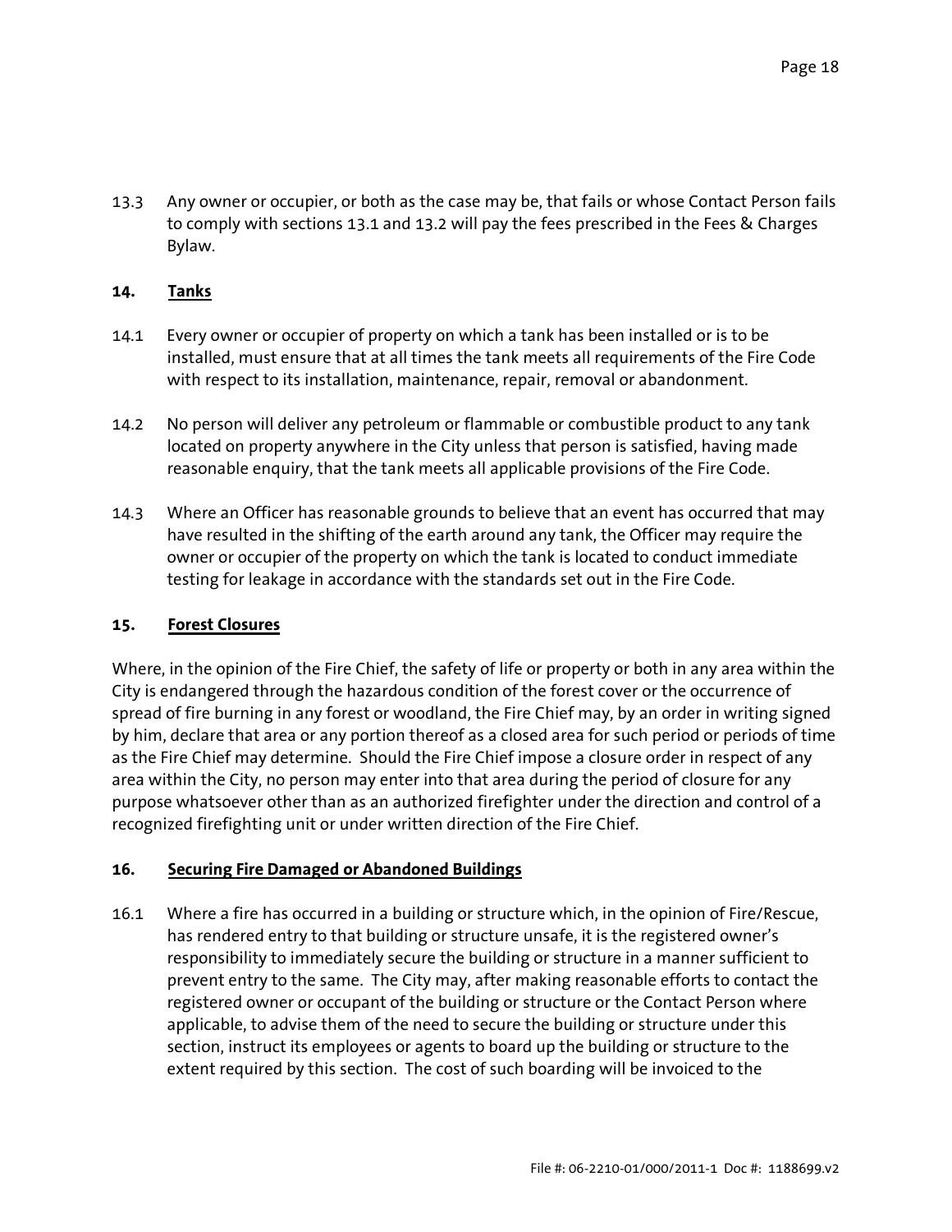13.3 Any owner or occupier, or both as the case may be, that fails or whose Contact Person fails to comply with sections 13.1 and 13.2 will pay the fees prescribed in the Fees & Charges Bylaw.

## 14. Tanks

14.1 Every owner or occupier of property on which a tank has been installed or is to be installed, must ensure that at all times the tank meets all requirements of the Fire Code with respect to its installation, maintenance, repair, removal or abandonment.

14.2 No person will deliver any petroleum or flammable or combustible product to any tank located on property anywhere in the City unless that person is satisfied, having made reasonable enquiry, that the tank meets all applicable provisions of the Fire Code.

14.3 Where an Officer has reasonable grounds to believe that an event has occurred that may have resulted in the shifting of the earth around any tank, the Officer may require the owner or occupier of the property on which the tank is located to conduct immediate testing for leakage in accordance with the standards set out in the Fire Code.

## 15. Forest Closures

Where, in the opinion of the Fire Chief, the safety of life or property or both in any area within the City is endangered through the hazardous condition of the forest cover or the occurrence of spread of fire burning in any forest or woodland, the Fire Chief may, by an order in writing signed by him, declare that area or any portion thereof as a closed area for such period or periods of time as the Fire Chief may determine. Should the Fire Chief impose a closure order in respect of any area within the City, no person may enter into that area during the period of closure for any purpose whatsoever other than as an authorized firefighter under the direction and control of a recognized firefighting unit or under written direction of the Fire Chief.

## 16. Securing Fire Damaged or Abandoned Buildings

16.1 Where a fire has occurred in a building or structure which, in the opinion of Fire/Rescue, has rendered entry to that building or structure unsafe, it is the registered owner's responsibility to immediately secure the building or structure in a manner sufficient to prevent entry to the same. The City may, after making reasonable efforts to contact the registered owner or occupant of the building or structure or the Contact Person where applicable, to advise them of the need to secure the building or structure under this section, instruct its employees or agents to board up the building or structure to the extent required by this section. The cost of such boarding will be invoiced to the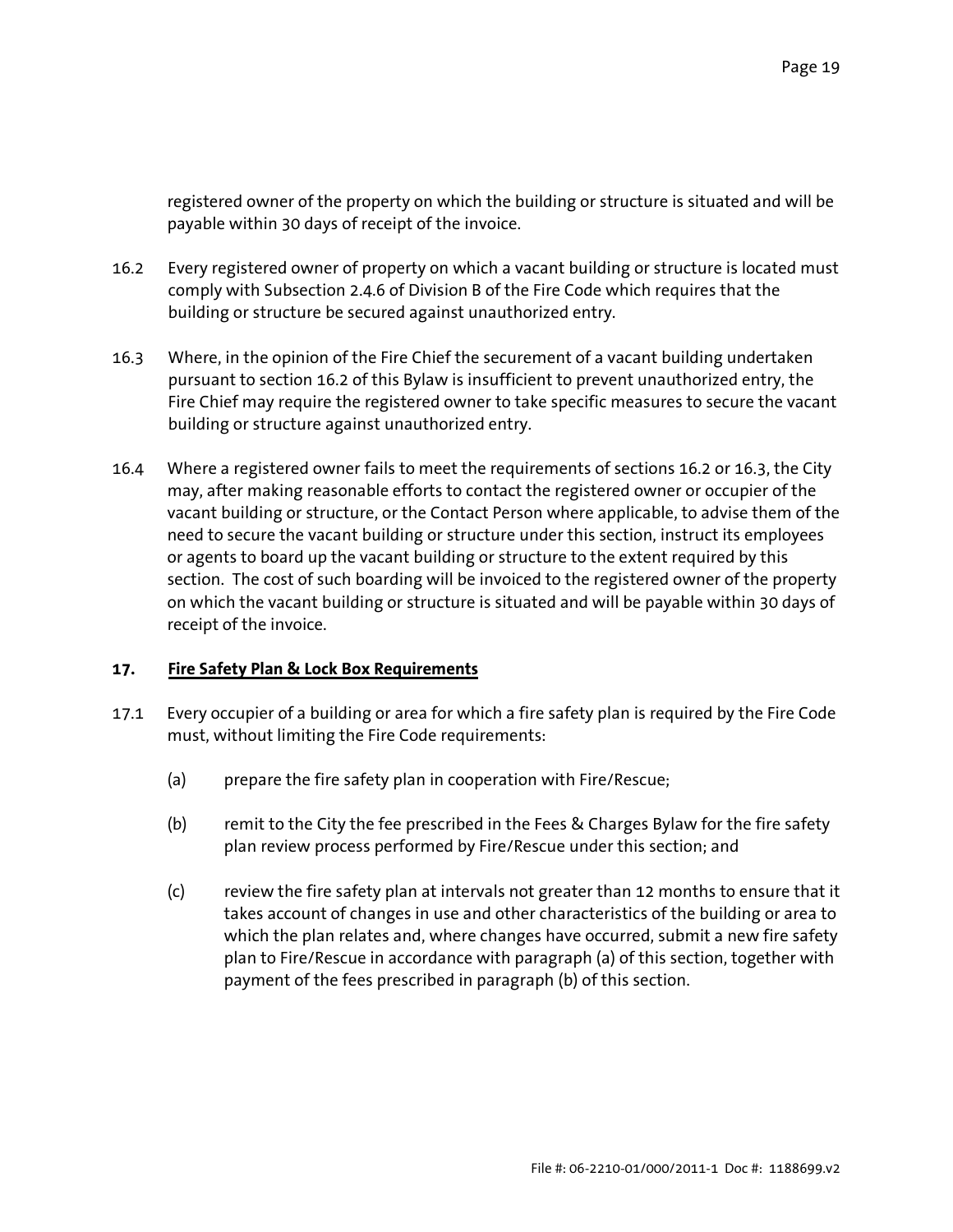registered owner of the property on which the building or structure is situated and will be payable within 30 days of receipt of the invoice.

16.2 Every registered owner of property on which a vacant building or structure is located must comply with Subsection 2.4.6 of Division B of the Fire Code which requires that the building or structure be secured against unauthorized entry.

16.3 Where, in the opinion of the Fire Chief the securement of a vacant building undertaken pursuant to section 16.2 of this Bylaw is insufficient to prevent unauthorized entry, the Fire Chief may require the registered owner to take specific measures to secure the vacant building or structure against unauthorized entry.

16.4 Where a registered owner fails to meet the requirements of sections 16.2 or 16.3, the City may, after making reasonable efforts to contact the registered owner or occupier of the vacant building or structure, or the Contact Person where applicable, to advise them of the need to secure the vacant building or structure under this section, instruct its employees or agents to board up the vacant building or structure to the extent required by this section. The cost of such boarding will be invoiced to the registered owner of the property on which the vacant building or structure is situated and will be payable within 30 days of receipt of the invoice.

## 17. Fire Safety Plan & Lock Box Requirements

17.1 Every occupier of a building or area for which a fire safety plan is required by the Fire Code must, without limiting the Fire Code requirements:

(a) prepare the fire safety plan in cooperation with Fire/Rescue;

(b) remit to the City the fee prescribed in the Fees & Charges Bylaw for the fire safety plan review process performed by Fire/Rescue under this section; and

(c) review the fire safety plan at intervals not greater than 12 months to ensure that it takes account of changes in use and other characteristics of the building or area to which the plan relates and, where changes have occurred, submit a new fire safety plan to Fire/Rescue in accordance with paragraph (a) of this section, together with payment of the fees prescribed in paragraph (b) of this section.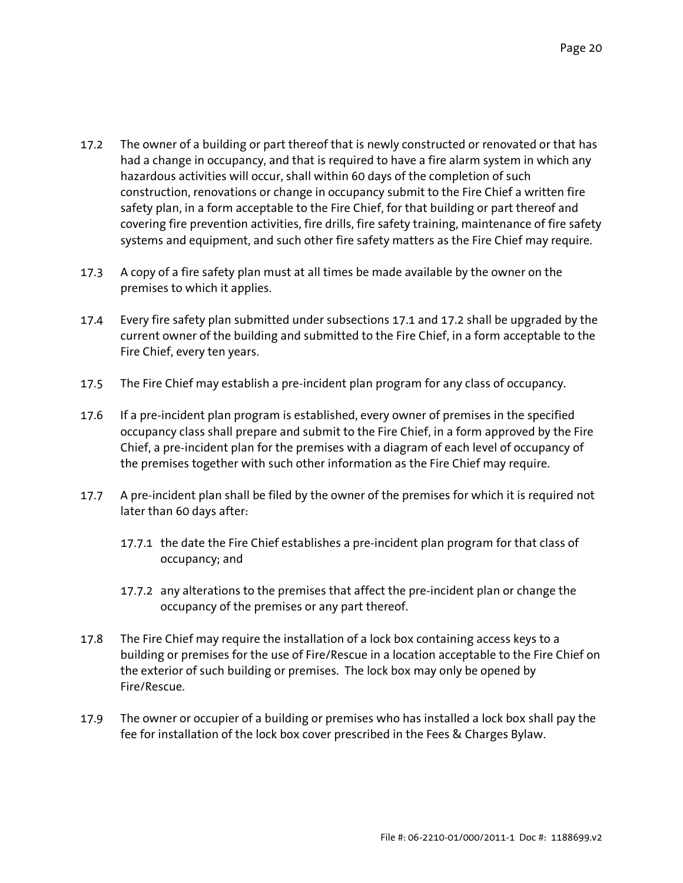17.2 The owner of a building or part thereof that is newly constructed or renovated or that has had a change in occupancy, and that is required to have a fire alarm system in which any hazardous activities will occur, shall within 60 days of the completion of such construction, renovations or change in occupancy submit to the Fire Chief a written fire safety plan, in a form acceptable to the Fire Chief, for that building or part thereof and covering fire prevention activities, fire drills, fire safety training, maintenance of fire safety systems and equipment, and such other fire safety matters as the Fire Chief may require.

17.3 A copy of a fire safety plan must at all times be made available by the owner on the premises to which it applies.

17.4 Every fire safety plan submitted under subsections 17.1 and 17.2 shall be upgraded by the current owner of the building and submitted to the Fire Chief, in a form acceptable to the Fire Chief, every ten years.

17.5 The Fire Chief may establish a pre-incident plan program for any class of occupancy.

17.6 If a pre-incident plan program is established, every owner of premises in the specified occupancy class shall prepare and submit to the Fire Chief, in a form approved by the Fire Chief, a pre-incident plan for the premises with a diagram of each level of occupancy of the premises together with such other information as the Fire Chief may require.

17.7 A pre-incident plan shall be filed by the owner of the premises for which it is required not later than 60 days after:

 17.7.1 the date the Fire Chief establishes a pre-incident plan program for that class of occupancy; and

 17.7.2 any alterations to the premises that affect the pre-incident plan or change the occupancy of the premises or any part thereof.

17.8 The Fire Chief may require the installation of a lock box containing access keys to a building or premises for the use of Fire/Rescue in a location acceptable to the Fire Chief on the exterior of such building or premises. The lock box may only be opened by Fire/Rescue.

17.9 The owner or occupier of a building or premises who has installed a lock box shall pay the fee for installation of the lock box cover prescribed in the Fees & Charges Bylaw.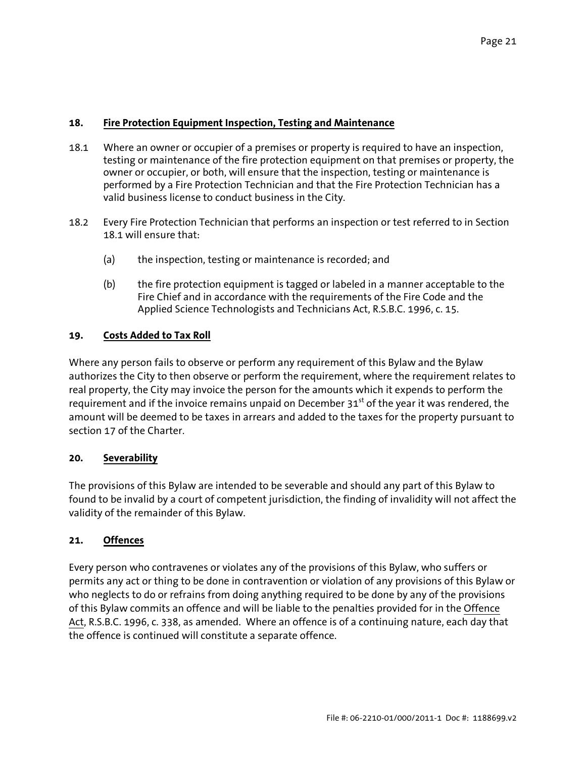## 18. Fire Protection Equipment Inspection, Testing and Maintenance

18.1 Where an owner or occupier of a premises or property is required to have an inspection, testing or maintenance of the fire protection equipment on that premises or property, the owner or occupier, or both, will ensure that the inspection, testing or maintenance is performed by a Fire Protection Technician and that the Fire Protection Technician has a valid business license to conduct business in the City.

18.2 Every Fire Protection Technician that performs an inspection or test referred to in Section 18.1 will ensure that:

(a) the inspection, testing or maintenance is recorded; and

(b) the fire protection equipment is tagged or labeled in a manner acceptable to the Fire Chief and in accordance with the requirements of the Fire Code and the Applied Science Technologists and Technicians Act, R.S.B.C. 1996, c. 15.

## 19. Costs Added to Tax Roll

Where any person fails to observe or perform any requirement of this Bylaw and the Bylaw authorizes the City to then observe or perform the requirement, where the requirement relates to real property, the City may invoice the person for the amounts which it expends to perform the requirement and if the invoice remains unpaid on December 31st of the year it was rendered, the amount will be deemed to be taxes in arrears and added to the taxes for the property pursuant to section 17 of the Charter.

## 20. Severability

The provisions of this Bylaw are intended to be severable and should any part of this Bylaw to found to be invalid by a court of competent jurisdiction, the finding of invalidity will not affect the validity of the remainder of this Bylaw.

## 21. Offences

Every person who contravenes or violates any of the provisions of this Bylaw, who suffers or permits any act or thing to be done in contravention or violation of any provisions of this Bylaw or who neglects to do or refrains from doing anything required to be done by any of the provisions of this Bylaw commits an offence and will be liable to the penalties provided for in the Offence Act, R.S.B.C. 1996, c. 338, as amended. Where an offence is of a continuing nature, each day that the offence is continued will constitute a separate offence.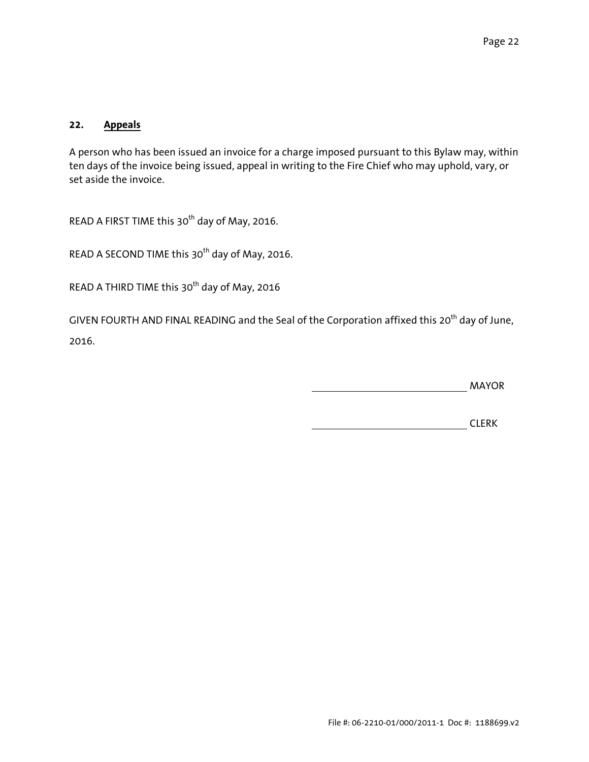## 22. **Appeals**

A person who has been issued an invoice for a charge imposed pursuant to this Bylaw may, within ten days of the invoice being issued, appeal in writing to the Fire Chief who may uphold, vary, or set aside the invoice.

READ A FIRST TIME this 30th day of May, 2016.

READ A SECOND TIME this 30th day of May, 2016.

READ A THIRD TIME this 30th day of May, 2016

GIVEN FOURTH AND FINAL READING and the Seal of the Corporation affixed this 20th day of June, 2016.

\_\_\_\_\_\_\_\_\_\_\_\_\_\_\_\_\_\_\_\_\_\_\_\_\_\_\_\_ MAYOR

\_\_\_\_\_\_\_\_\_\_\_\_\_\_\_\_\_\_\_\_\_\_\_\_\_\_\_\_ CLERK

File #: 06-2210-01/000/2011-1 Doc #: 1188699.v2